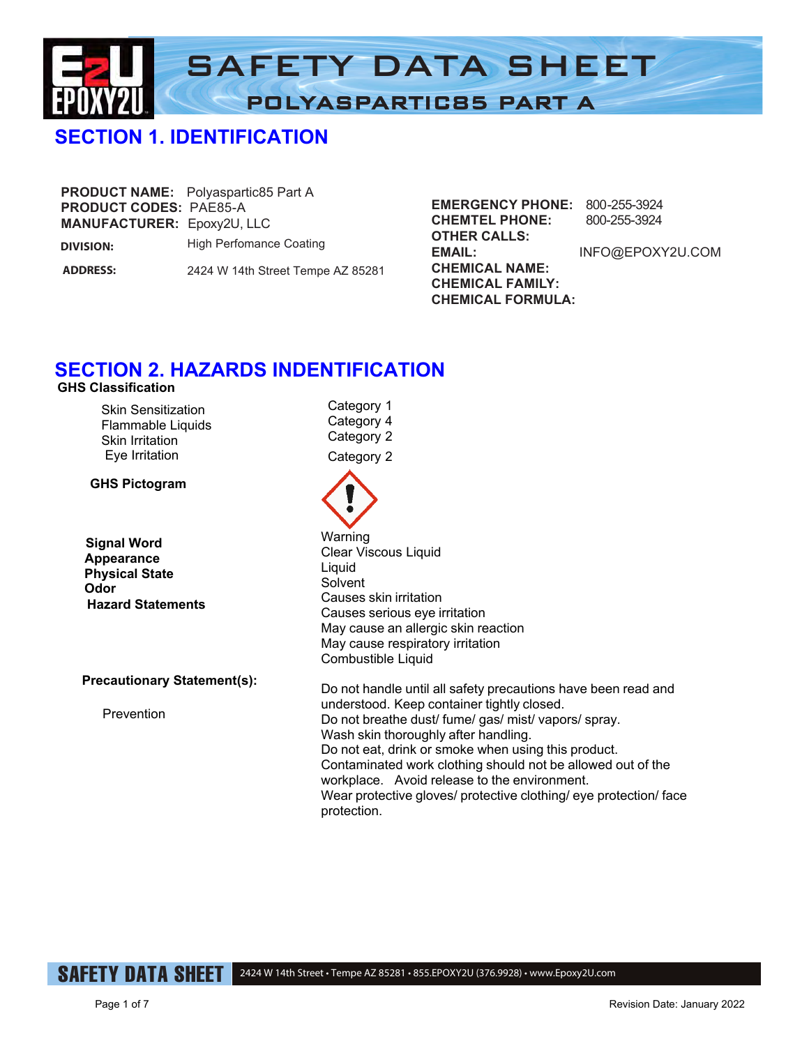# SAFETY DATA SHEET

## POLYASPARTIC85 PART A

## SECTION 1. IDENTIFICATION

**PRODUCT NAME:** Polyaspartic85 Part A
**PRODUCT CODES:** PAE85-A
**MANUFACTURER:** Epoxy2U, LLC
**DIVISION:** High Perfomance Coating
**ADDRESS:** 2424 W 14th Street Tempe AZ 85281

**EMERGENCY PHONE:** 800-255-3924
**CHEMTEL PHONE:** 800-255-3924
**OTHER CALLS:**
**EMAIL:** INFO@EPOXY2U.COM
**CHEMICAL NAME:**
**CHEMICAL FAMILY:**
**CHEMICAL FORMULA:**

## SECTION 2. HAZARDS INDENTIFICATION

**GHS Classification**

| | |
|---|---|
| Skin Sensitization | Category 1 |
| Flammable Liquids | Category 4 |
| Skin Irritation | Category 2 |
| Eye Irritation | Category 2 |

**GHS Pictogram**

**Signal Word** Warning
**Appearance** Clear Viscous Liquid
**Physical State** Liquid
**Odor** Solvent
**Hazard Statements**
Causes skin irritation
Causes serious eye irritation
May cause an allergic skin reaction
May cause respiratory irritation
Combustible Liquid

**Precautionary Statement(s):**

Prevention

Do not handle until all safety precautions have been read and understood. Keep container tightly closed.
Do not breathe dust/ fume/ gas/ mist/ vapors/ spray.
Wash skin thoroughly after handling.
Do not eat, drink or smoke when using this product.
Contaminated work clothing should not be allowed out of the workplace. Avoid release to the environment.
Wear protective gloves/ protective clothing/ eye protection/ face protection.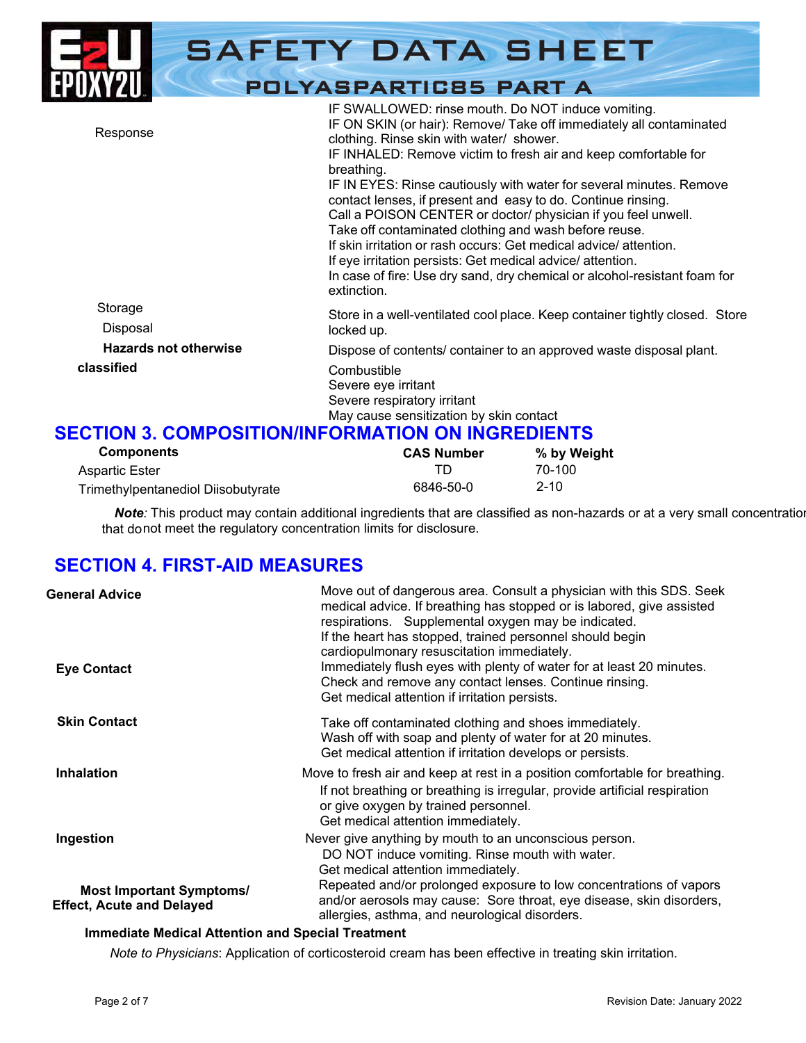| | |
|---|---|
| Response | IF SWALLOWED: rinse mouth. Do NOT induce vomiting.<br>IF ON SKIN (or hair): Remove/ Take off immediately all contaminated clothing. Rinse skin with water/ shower.<br>IF INHALED: Remove victim to fresh air and keep comfortable for breathing.<br>IF IN EYES: Rinse cautiously with water for several minutes. Remove contact lenses, if present and easy to do. Continue rinsing.<br>Call a POISON CENTER or doctor/ physician if you feel unwell.<br>Take off contaminated clothing and wash before reuse.<br>If skin irritation or rash occurs: Get medical advice/ attention.<br>If eye irritation persists: Get medical advice/ attention.<br>In case of fire: Use dry sand, dry chemical or alcohol-resistant foam for extinction. |
| Storage | Store in a well-ventilated cool place. Keep container tightly closed. Store locked up. |
| Disposal | Dispose of contents/ container to an approved waste disposal plant. |
| **Hazards not otherwise classified** | Combustible<br>Severe eye irritant<br>Severe respiratory irritant<br>May cause sensitization by skin contact |

## SECTION 3. COMPOSITION/INFORMATION ON INGREDIENTS

| Components | CAS Number | % by Weight |
|---|---|---|
| Aspartic Ester | TD | 70-100 |
| Trimethylpentanediol Diisobutyrate | 6846-50-0 | 2-10 |

***Note:*** This product may contain additional ingredients that are classified as non-hazards or at a very small concentration that do not meet the regulatory concentration limits for disclosure.

## SECTION 4. FIRST-AID MEASURES

| | |
|---|---|
| **General Advice** | Move out of dangerous area. Consult a physician with this SDS. Seek medical advice. If breathing has stopped or is labored, give assisted respirations. Supplemental oxygen may be indicated.<br>If the heart has stopped, trained personnel should begin cardiopulmonary resuscitation immediately. |
| **Eye Contact** | Immediately flush eyes with plenty of water for at least 20 minutes.<br>Check and remove any contact lenses. Continue rinsing.<br>Get medical attention if irritation persists. |
| **Skin Contact** | Take off contaminated clothing and shoes immediately.<br>Wash off with soap and plenty of water for at 20 minutes.<br>Get medical attention if irritation develops or persists. |
| **Inhalation** | Move to fresh air and keep at rest in a position comfortable for breathing.<br>If not breathing or breathing is irregular, provide artificial respiration or give oxygen by trained personnel.<br>Get medical attention immediately. |
| **Ingestion** | Never give anything by mouth to an unconscious person.<br>DO NOT induce vomiting. Rinse mouth with water.<br>Get medical attention immediately. |
| **Most Important Symptoms/ Effect, Acute and Delayed** | Repeated and/or prolonged exposure to low concentrations of vapors and/or aerosols may cause: Sore throat, eye disease, skin disorders, allergies, asthma, and neurological disorders. |

**Immediate Medical Attention and Special Treatment**

*Note to Physicians*: Application of corticosteroid cream has been effective in treating skin irritation.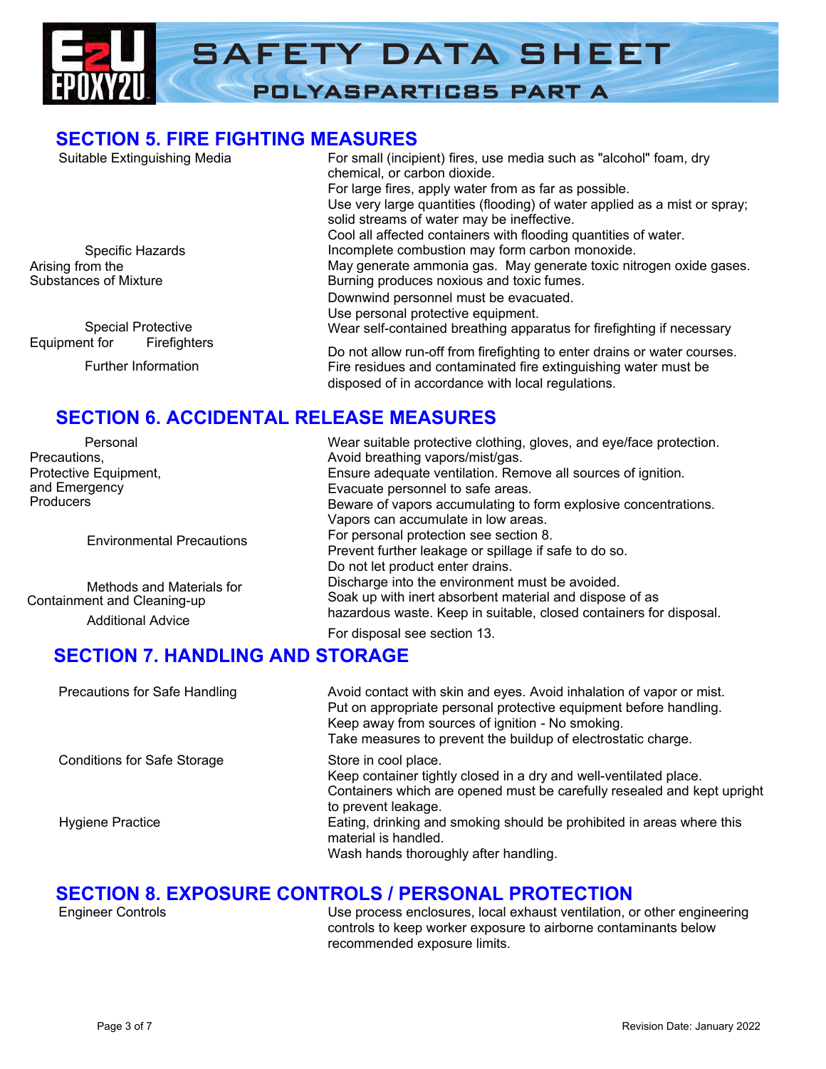## SECTION 5. FIRE FIGHTING MEASURES

| | |
|---|---|
| Suitable Extinguishing Media | For small (incipient) fires, use media such as "alcohol" foam, dry chemical, or carbon dioxide.<br>For large fires, apply water from as far as possible.<br>Use very large quantities (flooding) of water applied as a mist or spray; solid streams of water may be ineffective.<br>Cool all affected containers with flooding quantities of water. |
| Specific Hazards Arising from the Substances of Mixture | Incomplete combustion may form carbon monoxide.<br>May generate ammonia gas. May generate toxic nitrogen oxide gases.<br>Burning produces noxious and toxic fumes. |
| Special Protective Equipment for Firefighters | Downwind personnel must be evacuated.<br>Use personal protective equipment.<br>Wear self-contained breathing apparatus for firefighting if necessary |
| Further Information | Do not allow run-off from firefighting to enter drains or water courses.<br>Fire residues and contaminated fire extinguishing water must be disposed of in accordance with local regulations. |

## SECTION 6. ACCIDENTAL RELEASE MEASURES

| | |
|---|---|
| Personal Precautions, Protective Equipment, and Emergency Producers | Wear suitable protective clothing, gloves, and eye/face protection.<br>Avoid breathing vapors/mist/gas.<br>Ensure adequate ventilation. Remove all sources of ignition.<br>Evacuate personnel to safe areas.<br>Beware of vapors accumulating to form explosive concentrations.<br>Vapors can accumulate in low areas.<br>For personal protection see section 8. |
| Environmental Precautions | Prevent further leakage or spillage if safe to do so.<br>Do not let product enter drains.<br>Discharge into the environment must be avoided. |
| Methods and Materials for Containment and Cleaning-up | Soak up with inert absorbent material and dispose of as hazardous waste. Keep in suitable, closed containers for disposal. |
| Additional Advice | For disposal see section 13. |

## SECTION 7. HANDLING AND STORAGE

| | |
|---|---|
| Precautions for Safe Handling | Avoid contact with skin and eyes. Avoid inhalation of vapor or mist.<br>Put on appropriate personal protective equipment before handling.<br>Keep away from sources of ignition - No smoking.<br>Take measures to prevent the buildup of electrostatic charge. |
| Conditions for Safe Storage | Store in cool place.<br>Keep container tightly closed in a dry and well-ventilated place.<br>Containers which are opened must be carefully resealed and kept upright to prevent leakage. |
| Hygiene Practice | Eating, drinking and smoking should be prohibited in areas where this material is handled.<br>Wash hands thoroughly after handling. |

## SECTION 8. EXPOSURE CONTROLS / PERSONAL PROTECTION

| | |
|---|---|
| Engineer Controls | Use process enclosures, local exhaust ventilation, or other engineering controls to keep worker exposure to airborne contaminants below recommended exposure limits. |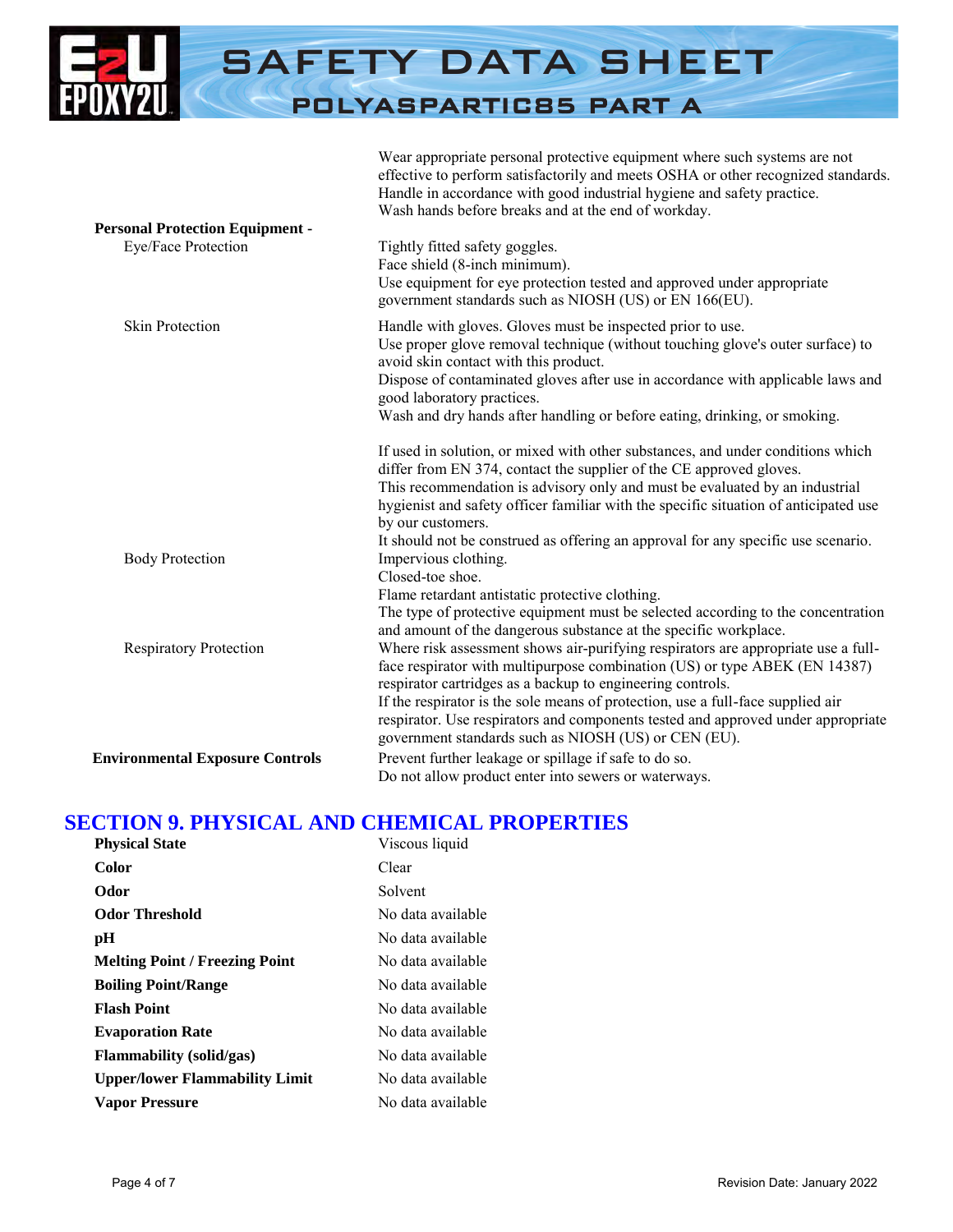Wear appropriate personal protective equipment where such systems are not effective to perform satisfactorily and meets OSHA or other recognized standards. Handle in accordance with good industrial hygiene and safety practice. Wash hands before breaks and at the end of workday.

**Personal Protection Equipment -**

| | |
|---|---|
| Eye/Face Protection | Tightly fitted safety goggles. Face shield (8-inch minimum). Use equipment for eye protection tested and approved under appropriate government standards such as NIOSH (US) or EN 166(EU). |
| Skin Protection | Handle with gloves. Gloves must be inspected prior to use. Use proper glove removal technique (without touching glove's outer surface) to avoid skin contact with this product. Dispose of contaminated gloves after use in accordance with applicable laws and good laboratory practices. Wash and dry hands after handling or before eating, drinking, or smoking. If used in solution, or mixed with other substances, and under conditions which differ from EN 374, contact the supplier of the CE approved gloves. This recommendation is advisory only and must be evaluated by an industrial hygienist and safety officer familiar with the specific situation of anticipated use by our customers. It should not be construed as offering an approval for any specific use scenario. |
| Body Protection | Impervious clothing. Closed-toe shoe. Flame retardant antistatic protective clothing. The type of protective equipment must be selected according to the concentration and amount of the dangerous substance at the specific workplace. |
| Respiratory Protection | Where risk assessment shows air-purifying respirators are appropriate use a full-face respirator with multipurpose combination (US) or type ABEK (EN 14387) respirator cartridges as a backup to engineering controls. If the respirator is the sole means of protection, use a full-face supplied air respirator. Use respirators and components tested and approved under appropriate government standards such as NIOSH (US) or CEN (EU). |

**Environmental Exposure Controls** — Prevent further leakage or spillage if safe to do so. Do not allow product enter into sewers or waterways.

## SECTION 9. PHYSICAL AND CHEMICAL PROPERTIES

| | |
|---|---|
| **Physical State** | Viscous liquid |
| **Color** | Clear |
| **Odor** | Solvent |
| **Odor Threshold** | No data available |
| **pH** | No data available |
| **Melting Point / Freezing Point** | No data available |
| **Boiling Point/Range** | No data available |
| **Flash Point** | No data available |
| **Evaporation Rate** | No data available |
| **Flammability (solid/gas)** | No data available |
| **Upper/lower Flammability Limit** | No data available |
| **Vapor Pressure** | No data available |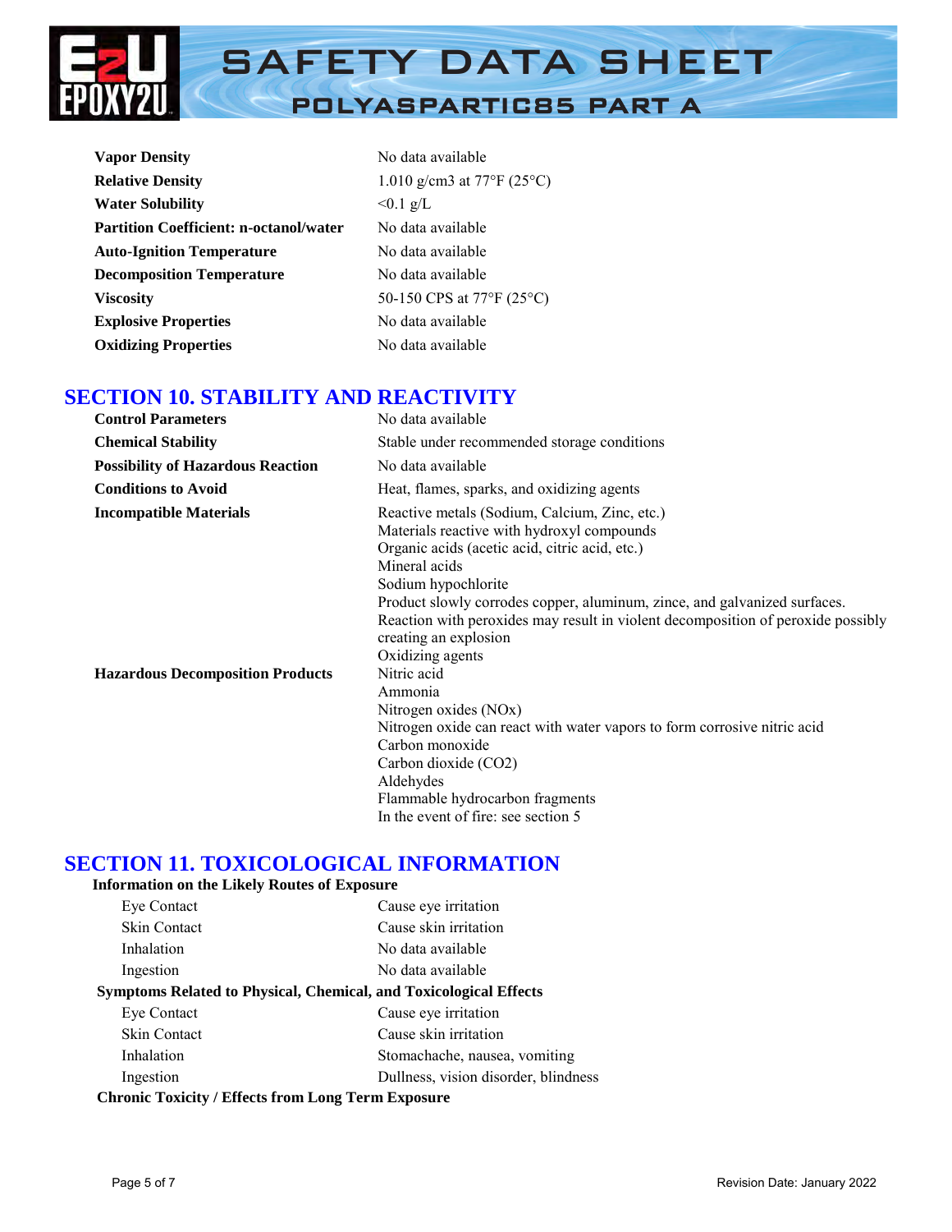| | |
|---|---|
| **Vapor Density** | No data available |
| **Relative Density** | 1.010 g/cm3 at 77°F (25°C) |
| **Water Solubility** | <0.1 g/L |
| **Partition Coefficient: n-octanol/water** | No data available |
| **Auto-Ignition Temperature** | No data available |
| **Decomposition Temperature** | No data available |
| **Viscosity** | 50-150 CPS at 77°F (25°C) |
| **Explosive Properties** | No data available |
| **Oxidizing Properties** | No data available |

## SECTION 10. STABILITY AND REACTIVITY

| | |
|---|---|
| **Control Parameters** | No data available |
| **Chemical Stability** | Stable under recommended storage conditions |
| **Possibility of Hazardous Reaction** | No data available |
| **Conditions to Avoid** | Heat, flames, sparks, and oxidizing agents |
| **Incompatible Materials** | Reactive metals (Sodium, Calcium, Zinc, etc.)<br>Materials reactive with hydroxyl compounds<br>Organic acids (acetic acid, citric acid, etc.)<br>Mineral acids<br>Sodium hypochlorite<br>Product slowly corrodes copper, aluminum, zince, and galvanized surfaces.<br>Reaction with peroxides may result in violent decomposition of peroxide possibly creating an explosion<br>Oxidizing agents |
| **Hazardous Decomposition Products** | Nitric acid<br>Ammonia<br>Nitrogen oxides (NOx)<br>Nitrogen oxide can react with water vapors to form corrosive nitric acid<br>Carbon monoxide<br>Carbon dioxide ($CO_2$)<br>Aldehydes<br>Flammable hydrocarbon fragments<br>In the event of fire: see section 5 |

## SECTION 11. TOXICOLOGICAL INFORMATION

**Information on the Likely Routes of Exposure**

| | |
|---|---|
| Eye Contact | Cause eye irritation |
| Skin Contact | Cause skin irritation |
| Inhalation | No data available |
| Ingestion | No data available |

**Symptoms Related to Physical, Chemical, and Toxicological Effects**

| | |
|---|---|
| Eye Contact | Cause eye irritation |
| Skin Contact | Cause skin irritation |
| Inhalation | Stomachache, nausea, vomiting |
| Ingestion | Dullness, vision disorder, blindness |

**Chronic Toxicity / Effects from Long Term Exposure**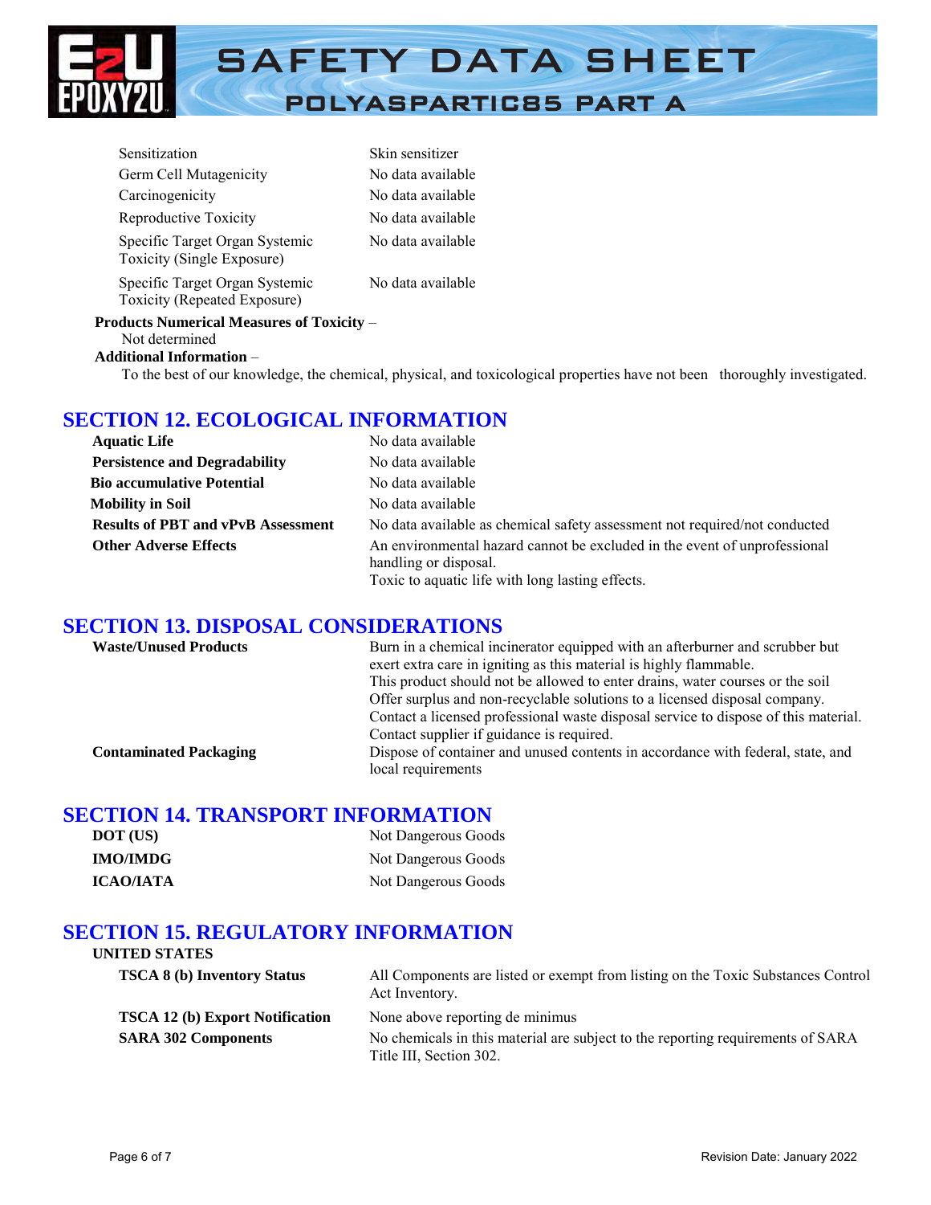| | |
|---|---|
| Sensitization | Skin sensitizer |
| Germ Cell Mutagenicity | No data available |
| Carcinogenicity | No data available |
| Reproductive Toxicity | No data available |
| Specific Target Organ Systemic Toxicity (Single Exposure) | No data available |
| Specific Target Organ Systemic Toxicity (Repeated Exposure) | No data available |

**Products Numerical Measures of Toxicity** –
Not determined

**Additional Information** –
To the best of our knowledge, the chemical, physical, and toxicological properties have not been thoroughly investigated.

## SECTION 12. ECOLOGICAL INFORMATION

| | |
|---|---|
| **Aquatic Life** | No data available |
| **Persistence and Degradability** | No data available |
| **Bio accumulative Potential** | No data available |
| **Mobility in Soil** | No data available |
| **Results of PBT and vPvB Assessment** | No data available as chemical safety assessment not required/not conducted |
| **Other Adverse Effects** | An environmental hazard cannot be excluded in the event of unprofessional handling or disposal.<br>Toxic to aquatic life with long lasting effects. |

## SECTION 13. DISPOSAL CONSIDERATIONS

| | |
|---|---|
| **Waste/Unused Products** | Burn in a chemical incinerator equipped with an afterburner and scrubber but exert extra care in igniting as this material is highly flammable.<br>This product should not be allowed to enter drains, water courses or the soil<br>Offer surplus and non-recyclable solutions to a licensed disposal company.<br>Contact a licensed professional waste disposal service to dispose of this material.<br>Contact supplier if guidance is required. |
| **Contaminated Packaging** | Dispose of container and unused contents in accordance with federal, state, and local requirements |

## SECTION 14. TRANSPORT INFORMATION

| | |
|---|---|
| **DOT (US)** | Not Dangerous Goods |
| **IMO/IMDG** | Not Dangerous Goods |
| **ICAO/IATA** | Not Dangerous Goods |

## SECTION 15. REGULATORY INFORMATION

**UNITED STATES**

| | |
|---|---|
| **TSCA 8 (b) Inventory Status** | All Components are listed or exempt from listing on the Toxic Substances Control Act Inventory. |
| **TSCA 12 (b) Export Notification** | None above reporting de minimus |
| **SARA 302 Components** | No chemicals in this material are subject to the reporting requirements of SARA Title III, Section 302. |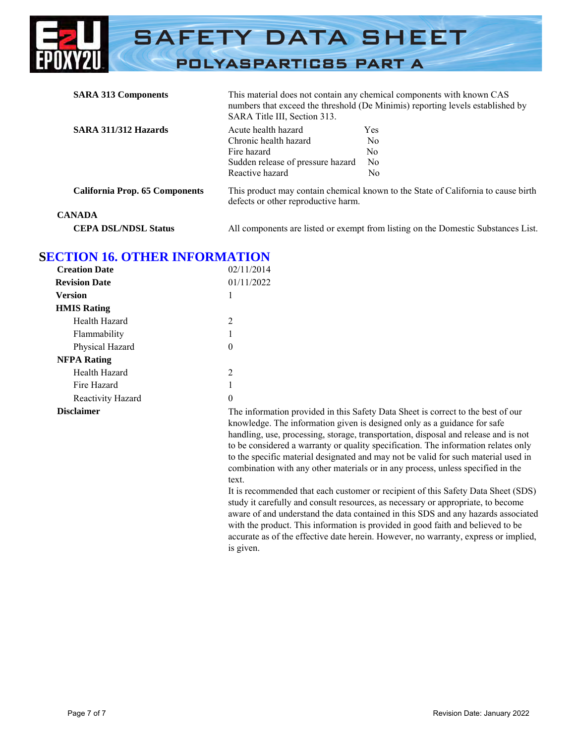**SARA 313 Components**

This material does not contain any chemical components with known CAS numbers that exceed the threshold (De Minimis) reporting levels established by SARA Title III, Section 313.

**SARA 311/312 Hazards**

| | |
|---|---|
| Acute health hazard | Yes |
| Chronic health hazard | No |
| Fire hazard | No |
| Sudden release of pressure hazard | No |
| Reactive hazard | No |

**California Prop. 65 Components**

This product may contain chemical known to the State of California to cause birth defects or other reproductive harm.

**CANADA**

**CEPA DSL/NDSL Status**

All components are listed or exempt from listing on the Domestic Substances List.

## SECTION 16. OTHER INFORMATION

| | |
|---|---|
| **Creation Date** | 02/11/2014 |
| **Revision Date** | 01/11/2022 |
| **Version** | 1 |
| **HMIS Rating** | |
| Health Hazard | 2 |
| Flammability | 1 |
| Physical Hazard | 0 |
| **NFPA Rating** | |
| Health Hazard | 2 |
| Fire Hazard | 1 |
| Reactivity Hazard | 0 |

**Disclaimer**

The information provided in this Safety Data Sheet is correct to the best of our knowledge. The information given is designed only as a guidance for safe handling, use, processing, storage, transportation, disposal and release and is not to be considered a warranty or quality specification. The information relates only to the specific material designated and may not be valid for such material used in combination with any other materials or in any process, unless specified in the text.

It is recommended that each customer or recipient of this Safety Data Sheet (SDS) study it carefully and consult resources, as necessary or appropriate, to become aware of and understand the data contained in this SDS and any hazards associated with the product. This information is provided in good faith and believed to be accurate as of the effective date herein. However, no warranty, express or implied, is given.